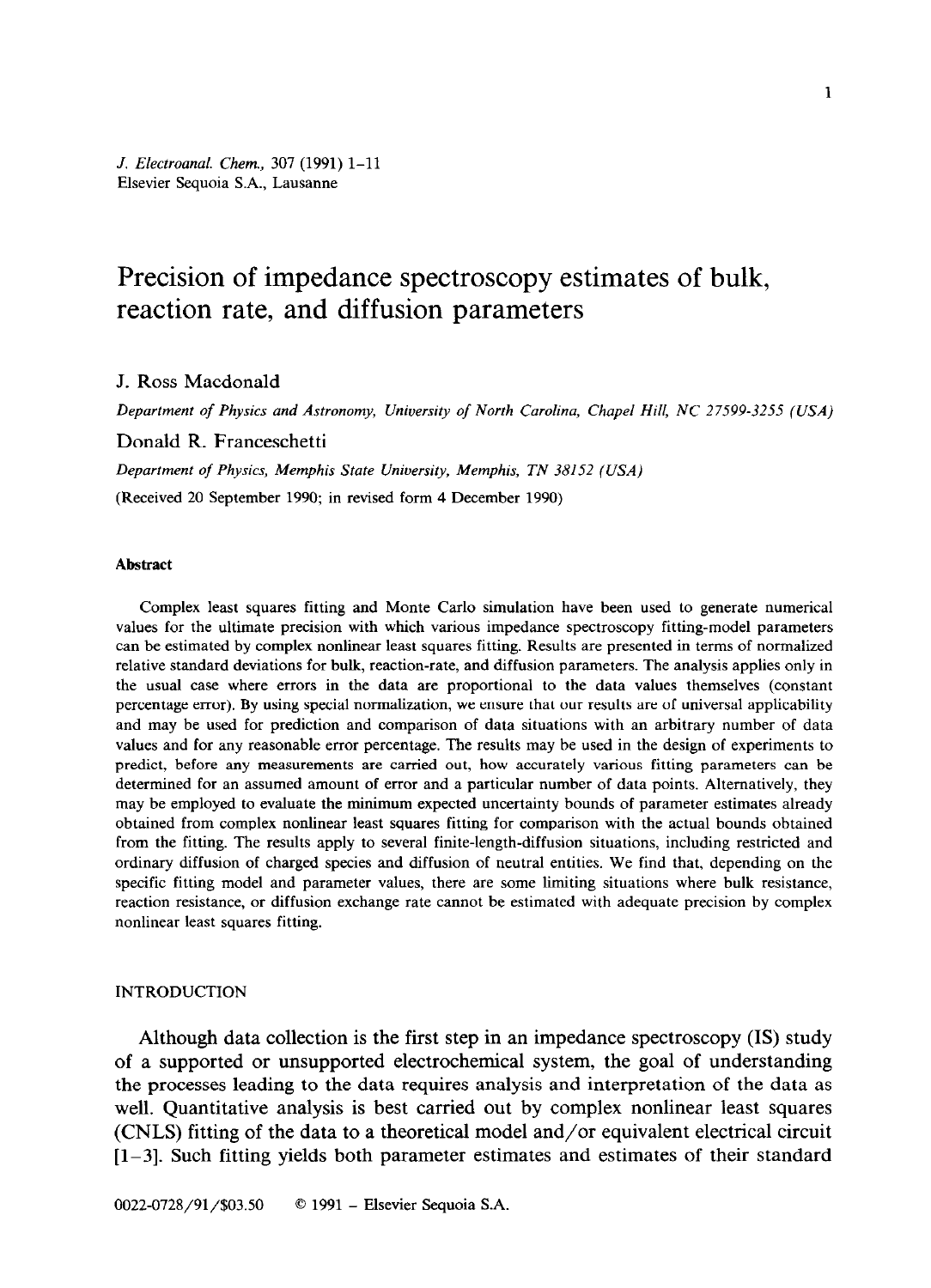# Precision of impedance spectroscopy estimates of bulk, reaction rate, and diffusion parameters

J. Ross Macdonald

*Department of Physics and Astronomy, University of North Carolina, Chapel Hill, NC 27599-3255 (USA)*

Donald R. Franceschetti

*Department of Physics, Memphis State University, Memphis, TN 38152 (USA)*

(Received 20 September 1990; in revised form 4 December 1990)

### Abstract

Complex least squares fitting and Monte Carlo simulation have been used to generate numerical values for the ultimate precision with which various impedance spectroscopy fitting-model parameters can be estimated by complex nonlinear least squares fitting. Results are presented in terms of normalized relative standard deviations for bulk, reaction-rate, and diffusion parameters. The analysis applies only in the usual case where errors in the data are proportional to the data values themselves (constant percentage error). By using special normalization, we ensure that our results are of universal applicability and may be used for prediction and comparison of data situations with an arbitrary number of data values and for any reasonable error percentage. The results may be used in the design of experiments to predict, before any measurements are carried out, how accurately various fitting parameters can be determined for an assumed amount of error and a particular number of data points. Alternatively, they may be employed to evaluate the minimum expected uncertainty bounds of parameter estimates already obtained from complex nonlinear least squares fitting for comparison with the actual bounds obtained from the fitting. The results apply to several finite-length-diffusion situations, including restricted and ordinary diffusion of charged species and diffusion of neutral entities. We find that, depending on the specific fitting model and parameter values, there are some limiting situations where bulk resistance, reaction resistance, or diffusion exchange rate cannot be estimated with adequate precision by complex nonlinear least squares fitting.

## INTRODUCTION

Although data collection is the first step in an impedance spectroscopy (IS) study of a supported or unsupported electrochemical system, the goal of understanding the processes leading to the data requires analysis and interpretation of the data as well. Quantitative analysis is best carried out by complex nonlinear least squares (CNLS) fitting of the data to a theoretical model and/or equivalent electrical circuit [1–3]. Such fitting yields both parameter estimates and estimates of their standard

0022-0728/91/$03.50 © 1991 – Elsevier Sequoia S.A.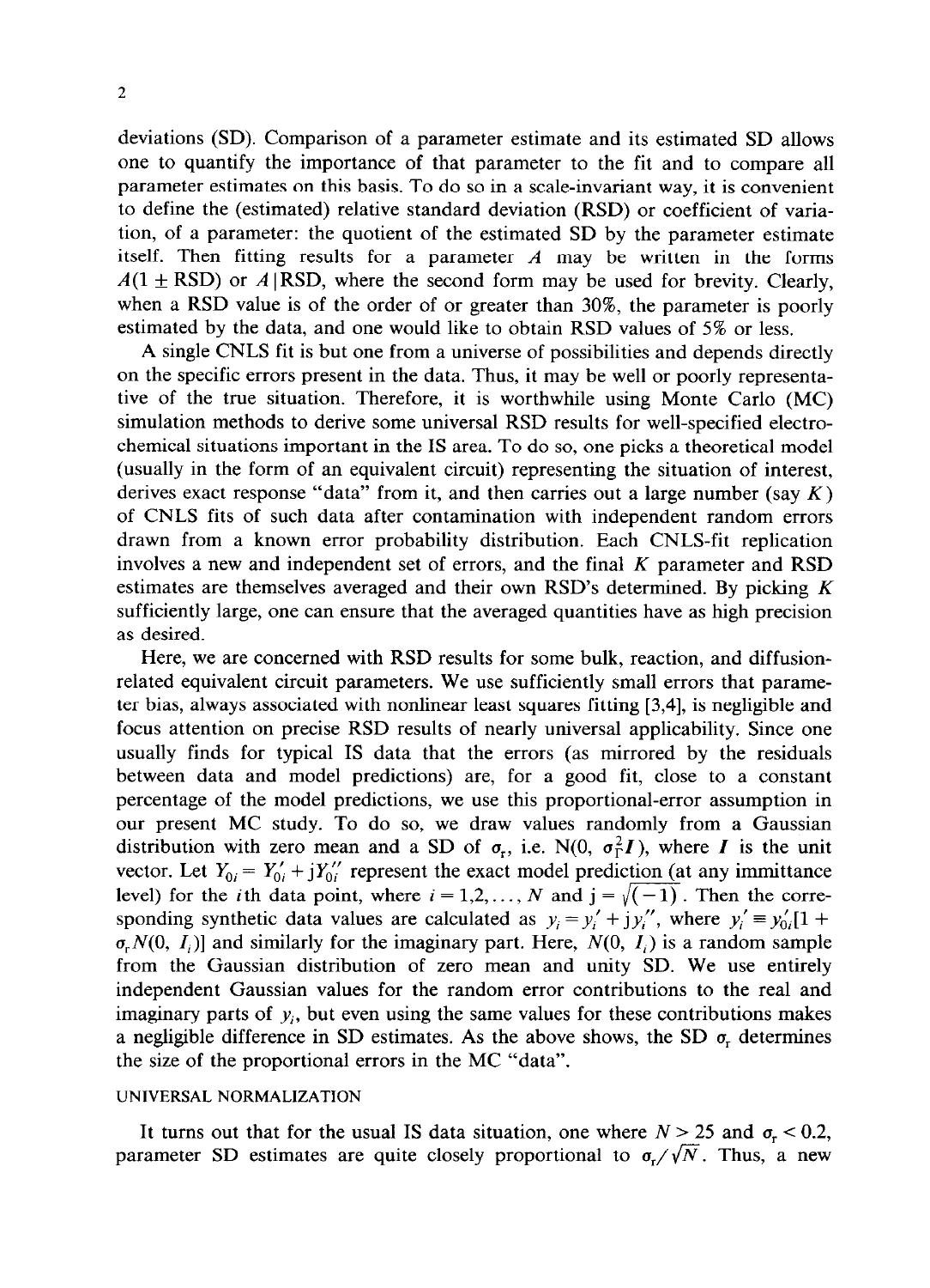deviations (SD). Comparison of a parameter estimate and its estimated SD allows one to quantify the importance of that parameter to the fit and to compare all parameter estimates on this basis. To do so in a scale-invariant way, it is convenient to define the (estimated) relative standard deviation (RSD) or coefficient of variation, of a parameter: the quotient of the estimated SD by the parameter estimate itself. Then fitting results for a parameter $A$ may be written in the forms $A(1 \pm \text{RSD})$ or $A|\text{RSD}$, where the second form may be used for brevity. Clearly, when a RSD value is of the order of or greater than 30%, the parameter is poorly estimated by the data, and one would like to obtain RSD values of 5% or less.

A single CNLS fit is but one from a universe of possibilities and depends directly on the specific errors present in the data. Thus, it may be well or poorly representative of the true situation. Therefore, it is worthwhile using Monte Carlo (MC) simulation methods to derive some universal RSD results for well-specified electrochemical situations important in the IS area. To do so, one picks a theoretical model (usually in the form of an equivalent circuit) representing the situation of interest, derives exact response "data" from it, and then carries out a large number (say $K$) of CNLS fits of such data after contamination with independent random errors drawn from a known error probability distribution. Each CNLS-fit replication involves a new and independent set of errors, and the final $K$ parameter and RSD estimates are themselves averaged and their own RSD's determined. By picking $K$ sufficiently large, one can ensure that the averaged quantities have as high precision as desired.

Here, we are concerned with RSD results for some bulk, reaction, and diffusion-related equivalent circuit parameters. We use sufficiently small errors that parameter bias, always associated with nonlinear least squares fitting [3,4], is negligible and focus attention on precise RSD results of nearly universal applicability. Since one usually finds for typical IS data that the errors (as mirrored by the residuals between data and model predictions) are, for a good fit, close to a constant percentage of the model predictions, we use this proportional-error assumption in our present MC study. To do so, we draw values randomly from a Gaussian distribution with zero mean and a SD of $\sigma_r$, i.e. $N(0, \sigma_r^2 \boldsymbol{I})$, where $\boldsymbol{I}$ is the unit vector. Let $Y_{0i} = Y'_{0i} + jY''_{0i}$ represent the exact model prediction (at any immittance level) for the $i$th data point, where $i = 1,2,\ldots, N$ and $j = \sqrt{(-1)}$. Then the corresponding synthetic data values are calculated as $y_i = y'_i + jy''_i$, where $y'_i \equiv y'_{0i}[1 + \sigma_r N(0, I_i)]$ and similarly for the imaginary part. Here, $N(0, I_i)$ is a random sample from the Gaussian distribution of zero mean and unity SD. We use entirely independent Gaussian values for the random error contributions to the real and imaginary parts of $y_i$, but even using the same values for these contributions makes a negligible difference in SD estimates. As the above shows, the SD $\sigma_r$ determines the size of the proportional errors in the MC "data".

## UNIVERSAL NORMALIZATION

It turns out that for the usual IS data situation, one where $N > 25$ and $\sigma_r < 0.2$, parameter SD estimates are quite closely proportional to $\sigma_r/\sqrt{N}$. Thus, a new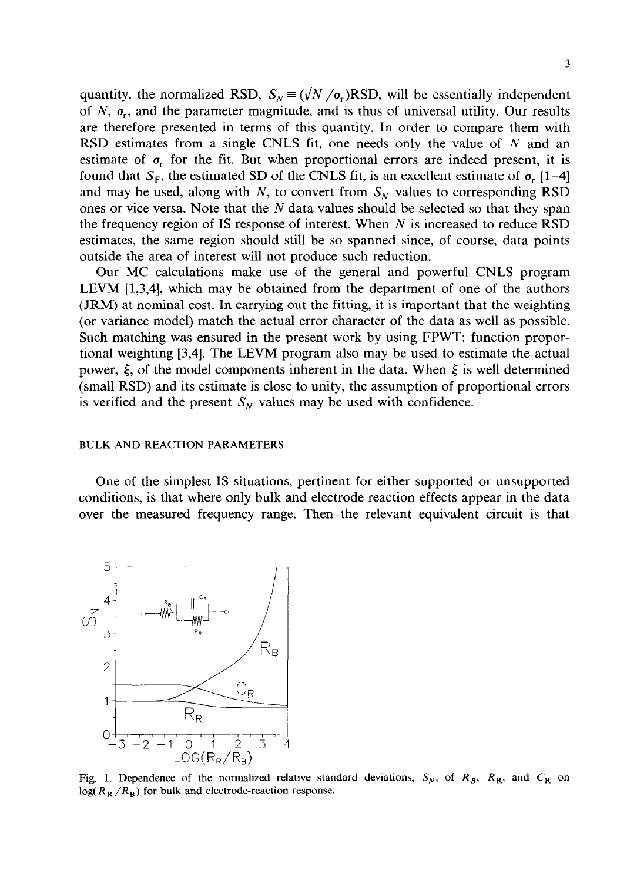quantity, the normalized RSD, $S_N \equiv (\sqrt{N}/\sigma_r)$RSD, will be essentially independent of $N$, $\sigma_r$, and the parameter magnitude, and is thus of universal utility. Our results are therefore presented in terms of this quantity. In order to compare them with RSD estimates from a single CNLS fit, one needs only the value of $N$ and an estimate of $\sigma_r$ for the fit. But when proportional errors are indeed present, it is found that $S_F$, the estimated SD of the CNLS fit, is an excellent estimate of $\sigma_r$ [1–4] and may be used, along with $N$, to convert from $S_N$ values to corresponding RSD ones or vice versa. Note that the $N$ data values should be selected so that they span the frequency region of IS response of interest. When $N$ is increased to reduce RSD estimates, the same region should still be so spanned since, of course, data points outside the area of interest will not produce such reduction.

Our MC calculations make use of the general and powerful CNLS program LEVM [1,3,4], which may be obtained from the department of one of the authors (JRM) at nominal cost. In carrying out the fitting, it is important that the weighting (or variance model) match the actual error character of the data as well as possible. Such matching was ensured in the present work by using FPWT: function proportional weighting [3,4]. The LEVM program also may be used to estimate the actual power, $\xi$, of the model components inherent in the data. When $\xi$ is well determined (small RSD) and its estimate is close to unity, the assumption of proportional errors is verified and the present $S_N$ values may be used with confidence.

## BULK AND REACTION PARAMETERS

One of the simplest IS situations, pertinent for either supported or unsupported conditions, is that where only bulk and electrode reaction effects appear in the data over the measured frequency range. Then the relevant equivalent circuit is that

Fig. 1. Dependence of the normalized relative standard deviations, $S_N$, of $R_B$, $R_R$, and $C_R$ on $\log(R_R/R_B)$ for bulk and electrode-reaction response.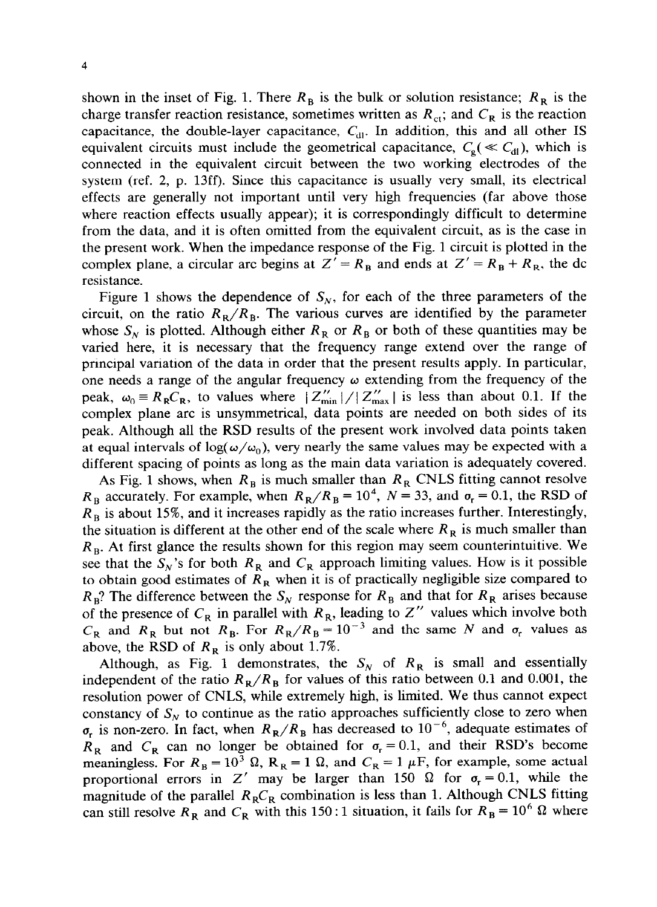shown in the inset of Fig. 1. There $R_B$ is the bulk or solution resistance; $R_R$ is the charge transfer reaction resistance, sometimes written as $R_{ct}$; and $C_R$ is the reaction capacitance, the double-layer capacitance, $C_{dl}$. In addition, this and all other IS equivalent circuits must include the geometrical capacitance, $C_g(\ll C_{dl})$, which is connected in the equivalent circuit between the two working electrodes of the system (ref. 2, p. 13ff). Since this capacitance is usually very small, its electrical effects are generally not important until very high frequencies (far above those where reaction effects usually appear); it is correspondingly difficult to determine from the data, and it is often omitted from the equivalent circuit, as is the case in the present work. When the impedance response of the Fig. 1 circuit is plotted in the complex plane, a circular arc begins at $Z' = R_B$ and ends at $Z' = R_B + R_R$, the dc resistance.

Figure 1 shows the dependence of $S_N$, for each of the three parameters of the circuit, on the ratio $R_R/R_B$. The various curves are identified by the parameter whose $S_N$ is plotted. Although either $R_R$ or $R_B$ or both of these quantities may be varied here, it is necessary that the frequency range extend over the range of principal variation of the data in order that the present results apply. In particular, one needs a range of the angular frequency $\omega$ extending from the frequency of the peak, $\omega_0 \equiv R_R C_R$, to values where $|Z''_{min}|/|Z''_{max}|$ is less than about 0.1. If the complex plane arc is unsymmetrical, data points are needed on both sides of its peak. Although all the RSD results of the present work involved data points taken at equal intervals of $\log(\omega/\omega_0)$, very nearly the same values may be expected with a different spacing of points as long as the main data variation is adequately covered.

As Fig. 1 shows, when $R_B$ is much smaller than $R_R$ CNLS fitting cannot resolve $R_B$ accurately. For example, when $R_R/R_B = 10^4$, $N = 33$, and $\sigma_r = 0.1$, the RSD of $R_B$ is about 15%, and it increases rapidly as the ratio increases further. Interestingly, the situation is different at the other end of the scale where $R_R$ is much smaller than $R_B$. At first glance the results shown for this region may seem counterintuitive. We see that the $S_N$'s for both $R_R$ and $C_R$ approach limiting values. How is it possible to obtain good estimates of $R_R$ when it is of practically negligible size compared to $R_B$? The difference between the $S_N$ response for $R_B$ and that for $R_R$ arises because of the presence of $C_R$ in parallel with $R_R$, leading to $Z''$ values which involve both $C_R$ and $R_R$ but not $R_B$. For $R_R/R_B = 10^{-3}$ and the same $N$ and $\sigma_r$ values as above, the RSD of $R_R$ is only about 1.7%.

Although, as Fig. 1 demonstrates, the $S_N$ of $R_R$ is small and essentially independent of the ratio $R_R/R_B$ for values of this ratio between 0.1 and 0.001, the resolution power of CNLS, while extremely high, is limited. We thus cannot expect constancy of $S_N$ to continue as the ratio approaches sufficiently close to zero when $\sigma_r$ is non-zero. In fact, when $R_R/R_B$ has decreased to $10^{-6}$, adequate estimates of $R_R$ and $C_R$ can no longer be obtained for $\sigma_r = 0.1$, and their RSD's become meaningless. For $R_B = 10^3$ Ω, $R_R = 1$ Ω, and $C_R = 1$ μF, for example, some actual proportional errors in $Z'$ may be larger than 150 Ω for $\sigma_r = 0.1$, while the magnitude of the parallel $R_R C_R$ combination is less than 1. Although CNLS fitting can still resolve $R_R$ and $C_R$ with this 150 : 1 situation, it fails for $R_B = 10^6$ Ω where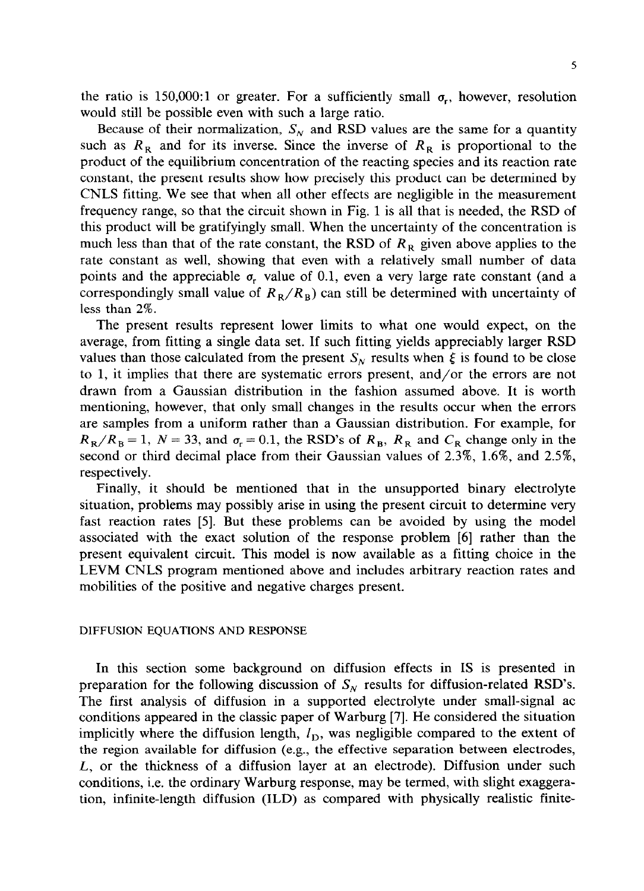the ratio is 150,000:1 or greater. For a sufficiently small $\sigma_r$, however, resolution would still be possible even with such a large ratio.

Because of their normalization, $S_N$ and RSD values are the same for a quantity such as $R_R$ and for its inverse. Since the inverse of $R_R$ is proportional to the product of the equilibrium concentration of the reacting species and its reaction rate constant, the present results show how precisely this product can be determined by CNLS fitting. We see that when all other effects are negligible in the measurement frequency range, so that the circuit shown in Fig. 1 is all that is needed, the RSD of this product will be gratifyingly small. When the uncertainty of the concentration is much less than that of the rate constant, the RSD of $R_R$ given above applies to the rate constant as well, showing that even with a relatively small number of data points and the appreciable $\sigma_r$ value of 0.1, even a very large rate constant (and a correspondingly small value of $R_R/R_B$) can still be determined with uncertainty of less than 2%.

The present results represent lower limits to what one would expect, on the average, from fitting a single data set. If such fitting yields appreciably larger RSD values than those calculated from the present $S_N$ results when $\xi$ is found to be close to 1, it implies that there are systematic errors present, and/or the errors are not drawn from a Gaussian distribution in the fashion assumed above. It is worth mentioning, however, that only small changes in the results occur when the errors are samples from a uniform rather than a Gaussian distribution. For example, for $R_R/R_B = 1$, $N = 33$, and $\sigma_r = 0.1$, the RSD's of $R_B$, $R_R$ and $C_R$ change only in the second or third decimal place from their Gaussian values of 2.3%, 1.6%, and 2.5%, respectively.

Finally, it should be mentioned that in the unsupported binary electrolyte situation, problems may possibly arise in using the present circuit to determine very fast reaction rates [5]. But these problems can be avoided by using the model associated with the exact solution of the response problem [6] rather than the present equivalent circuit. This model is now available as a fitting choice in the LEVM CNLS program mentioned above and includes arbitrary reaction rates and mobilities of the positive and negative charges present.

## DIFFUSION EQUATIONS AND RESPONSE

In this section some background on diffusion effects in IS is presented in preparation for the following discussion of $S_N$ results for diffusion-related RSD's. The first analysis of diffusion in a supported electrolyte under small-signal ac conditions appeared in the classic paper of Warburg [7]. He considered the situation implicitly where the diffusion length, $l_D$, was negligible compared to the extent of the region available for diffusion (e.g., the effective separation between electrodes, $L$, or the thickness of a diffusion layer at an electrode). Diffusion under such conditions, i.e. the ordinary Warburg response, may be termed, with slight exaggeration, infinite-length diffusion (ILD) as compared with physically realistic finite-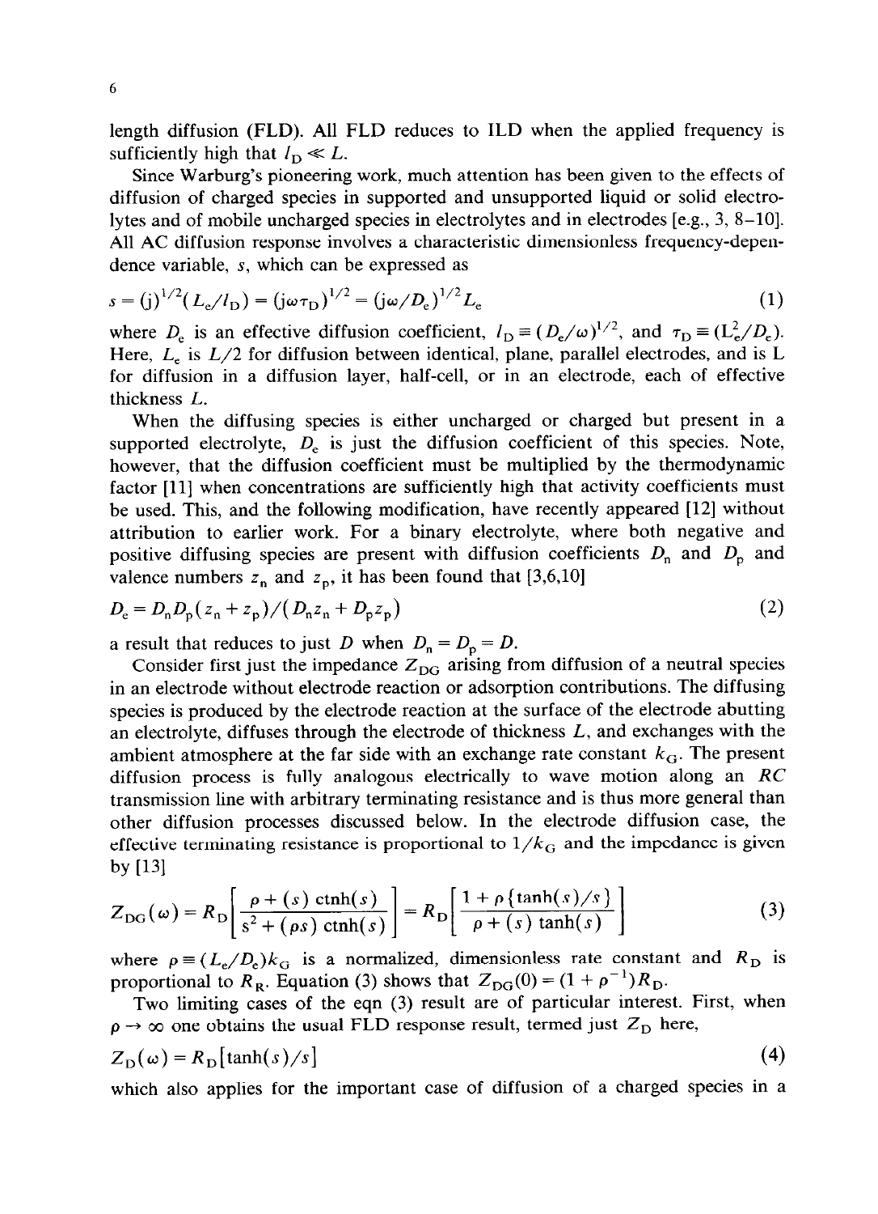length diffusion (FLD). All FLD reduces to ILD when the applied frequency is sufficiently high that $l_D \ll L$.

Since Warburg's pioneering work, much attention has been given to the effects of diffusion of charged species in supported and unsupported liquid or solid electrolytes and of mobile uncharged species in electrolytes and in electrodes [e.g., 3, 8–10]. All AC diffusion response involves a characteristic dimensionless frequency-dependence variable, $s$, which can be expressed as

$$s = (\mathrm{j})^{1/2}(L_e/l_D) = (\mathrm{j}\omega\tau_D)^{1/2} = (\mathrm{j}\omega/D_e)^{1/2}L_e \tag{1}$$

where $D_e$ is an effective diffusion coefficient, $l_D \equiv (D_e/\omega)^{1/2}$, and $\tau_D \equiv (L_e^2/D_e)$. Here, $L_e$ is $L/2$ for diffusion between identical, plane, parallel electrodes, and is L for diffusion in a diffusion layer, half-cell, or in an electrode, each of effective thickness $L$.

When the diffusing species is either uncharged or charged but present in a supported electrolyte, $D_e$ is just the diffusion coefficient of this species. Note, however, that the diffusion coefficient must be multiplied by the thermodynamic factor [11] when concentrations are sufficiently high that activity coefficients must be used. This, and the following modification, have recently appeared [12] without attribution to earlier work. For a binary electrolyte, where both negative and positive diffusing species are present with diffusion coefficients $D_n$ and $D_p$ and valence numbers $z_n$ and $z_p$, it has been found that [3,6,10]

$$D_e = D_n D_p (z_n + z_p)/(D_n z_n + D_p z_p) \tag{2}$$

a result that reduces to just $D$ when $D_n = D_p = D$.

Consider first just the impedance $Z_{DG}$ arising from diffusion of a neutral species in an electrode without electrode reaction or adsorption contributions. The diffusing species is produced by the electrode reaction at the surface of the electrode abutting an electrolyte, diffuses through the electrode of thickness $L$, and exchanges with the ambient atmosphere at the far side with an exchange rate constant $k_G$. The present diffusion process is fully analogous electrically to wave motion along an $RC$ transmission line with arbitrary terminating resistance and is thus more general than other diffusion processes discussed below. In the electrode diffusion case, the effective terminating resistance is proportional to $1/k_G$ and the impedance is given by [13]

$$Z_{DG}(\omega) = R_D\left[\frac{\rho + (s)\,\mathrm{ctnh}(s)}{s^2 + (\rho s)\,\mathrm{ctnh}(s)}\right] = R_D\left[\frac{1 + \rho\{\tanh(s)/s\}}{\rho + (s)\tanh(s)}\right] \tag{3}$$

where $\rho \equiv (L_e/D_e)k_G$ is a normalized, dimensionless rate constant and $R_D$ is proportional to $R_R$. Equation (3) shows that $Z_{DG}(0) = (1 + \rho^{-1})R_D$.

Two limiting cases of the eqn (3) result are of particular interest. First, when $\rho \to \infty$ one obtains the usual FLD response result, termed just $Z_D$ here,

$$Z_D(\omega) = R_D[\tanh(s)/s] \tag{4}$$

which also applies for the important case of diffusion of a charged species in a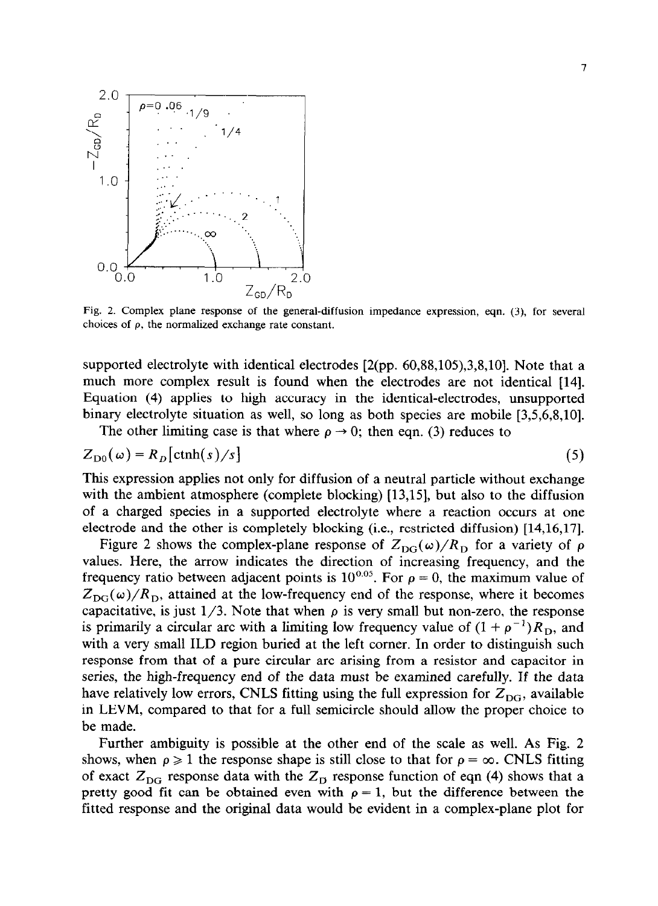Fig. 2. Complex plane response of the general-diffusion impedance expression, eqn. (3), for several choices of $\rho$, the normalized exchange rate constant.

supported electrolyte with identical electrodes [2(pp. 60,88,105),3,8,10]. Note that a much more complex result is found when the electrodes are not identical [14]. Equation (4) applies to high accuracy in the identical-electrodes, unsupported binary electrolyte situation as well, so long as both species are mobile [3,5,6,8,10].

The other limiting case is that where $\rho \to 0$; then eqn. (3) reduces to

$$Z_{D0}(\omega) = R_D[\text{ctnh}(s)/s] \tag{5}$$

This expression applies not only for diffusion of a neutral particle without exchange with the ambient atmosphere (complete blocking) [13,15], but also to the diffusion of a charged species in a supported electrolyte where a reaction occurs at one electrode and the other is completely blocking (i.e., restricted diffusion) [14,16,17].

Figure 2 shows the complex-plane response of $Z_{DG}(\omega)/R_D$ for a variety of $\rho$ values. Here, the arrow indicates the direction of increasing frequency, and the frequency ratio between adjacent points is $10^{0.05}$. For $\rho = 0$, the maximum value of $Z_{DG}(\omega)/R_D$, attained at the low-frequency end of the response, where it becomes capacitative, is just 1/3. Note that when $\rho$ is very small but non-zero, the response is primarily a circular arc with a limiting low frequency value of $(1 + \rho^{-1})R_D$, and with a very small ILD region buried at the left corner. In order to distinguish such response from that of a pure circular arc arising from a resistor and capacitor in series, the high-frequency end of the data must be examined carefully. If the data have relatively low errors, CNLS fitting using the full expression for $Z_{DG}$, available in LEVM, compared to that for a full semicircle should allow the proper choice to be made.

Further ambiguity is possible at the other end of the scale as well. As Fig. 2 shows, when $\rho \geqslant 1$ the response shape is still close to that for $\rho = \infty$. CNLS fitting of exact $Z_{DG}$ response data with the $Z_D$ response function of eqn (4) shows that a pretty good fit can be obtained even with $\rho = 1$, but the difference between the fitted response and the original data would be evident in a complex-plane plot for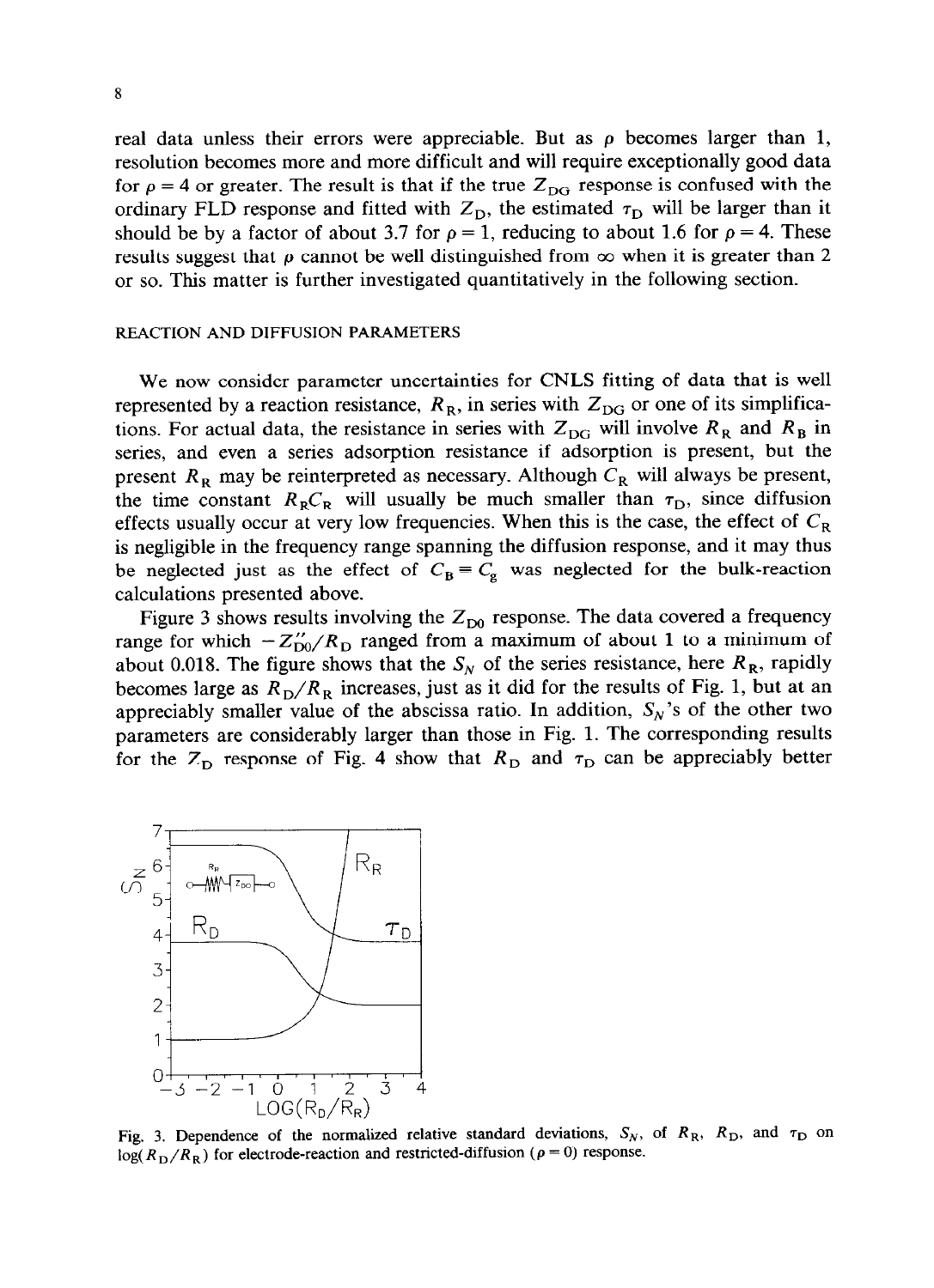real data unless their errors were appreciable. But as $\rho$ becomes larger than 1, resolution becomes more and more difficult and will require exceptionally good data for $\rho = 4$ or greater. The result is that if the true $Z_{DG}$ response is confused with the ordinary FLD response and fitted with $Z_D$, the estimated $\tau_D$ will be larger than it should be by a factor of about 3.7 for $\rho = 1$, reducing to about 1.6 for $\rho = 4$. These results suggest that $\rho$ cannot be well distinguished from $\infty$ when it is greater than 2 or so. This matter is further investigated quantitatively in the following section.

## REACTION AND DIFFUSION PARAMETERS

We now consider parameter uncertainties for CNLS fitting of data that is well represented by a reaction resistance, $R_R$, in series with $Z_{DG}$ or one of its simplifications. For actual data, the resistance in series with $Z_{DG}$ will involve $R_R$ and $R_B$ in series, and even a series adsorption resistance if adsorption is present, but the present $R_R$ may be reinterpreted as necessary. Although $C_R$ will always be present, the time constant $R_R C_R$ will usually be much smaller than $\tau_D$, since diffusion effects usually occur at very low frequencies. When this is the case, the effect of $C_R$ is negligible in the frequency range spanning the diffusion response, and it may thus be neglected just as the effect of $C_B = C_g$ was neglected for the bulk-reaction calculations presented above.

Figure 3 shows results involving the $Z_{D0}$ response. The data covered a frequency range for which $-Z''_{D0}/R_D$ ranged from a maximum of about 1 to a minimum of about 0.018. The figure shows that the $S_N$ of the series resistance, here $R_R$, rapidly becomes large as $R_D/R_R$ increases, just as it did for the results of Fig. 1, but at an appreciably smaller value of the abscissa ratio. In addition, $S_N$'s of the other two parameters are considerably larger than those in Fig. 1. The corresponding results for the $Z_D$ response of Fig. 4 show that $R_D$ and $\tau_D$ can be appreciably better

Fig. 3. Dependence of the normalized relative standard deviations, $S_N$, of $R_R$, $R_D$, and $\tau_D$ on $\log(R_D/R_R)$ for electrode-reaction and restricted-diffusion ($\rho = 0$) response.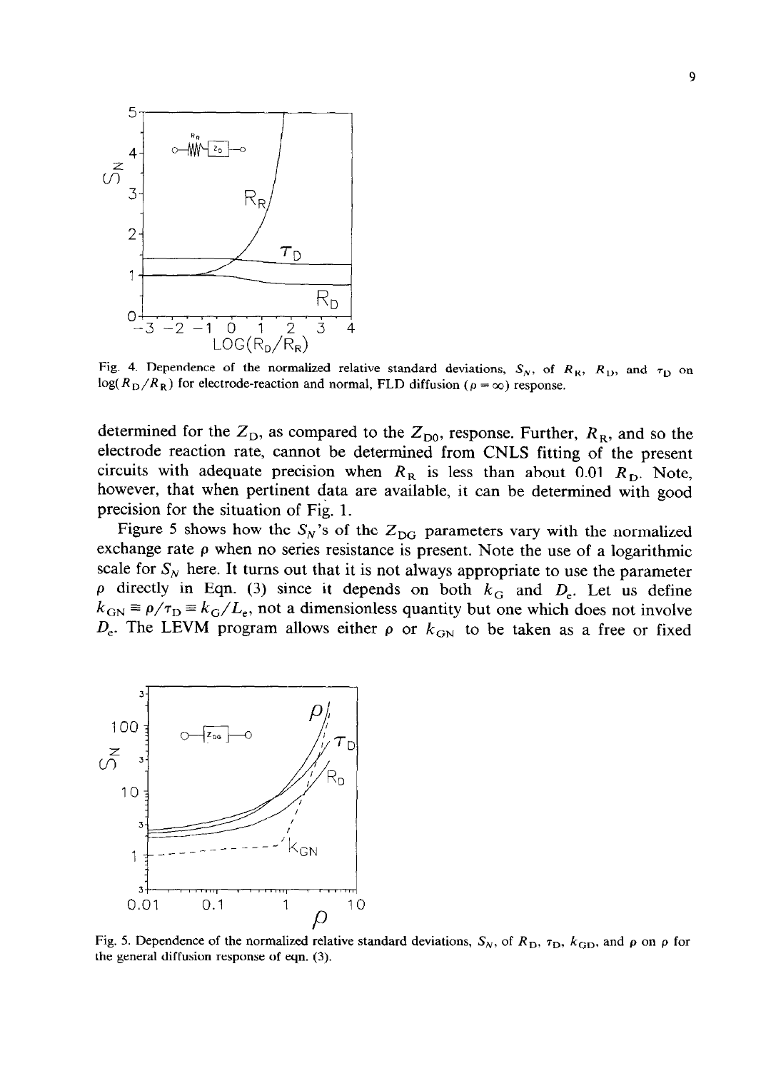Fig. 4. Dependence of the normalized relative standard deviations, $S_N$, of $R_R$, $R_D$, and $\tau_D$ on $\log(R_D/R_R)$ for electrode-reaction and normal, FLD diffusion ($\rho = \infty$) response.

determined for the $Z_D$, as compared to the $Z_{D0}$, response. Further, $R_R$, and so the electrode reaction rate, cannot be determined from CNLS fitting of the present circuits with adequate precision when $R_R$ is less than about 0.01 $R_D$. Note, however, that when pertinent data are available, it can be determined with good precision for the situation of Fig. 1.

Figure 5 shows how the $S_N$'s of the $Z_{DG}$ parameters vary with the normalized exchange rate $\rho$ when no series resistance is present. Note the use of a logarithmic scale for $S_N$ here. It turns out that it is not always appropriate to use the parameter $\rho$ directly in Eqn. (3) since it depends on both $k_G$ and $D_e$. Let us define $k_{GN} \equiv \rho/\tau_D \equiv k_G/L_e$, not a dimensionless quantity but one which does not involve $D_e$. The LEVM program allows either $\rho$ or $k_{GN}$ to be taken as a free or fixed

Fig. 5. Dependence of the normalized relative standard deviations, $S_N$, of $R_D$, $\tau_D$, $k_{GD}$, and $\rho$ on $\rho$ for the general diffusion response of eqn. (3).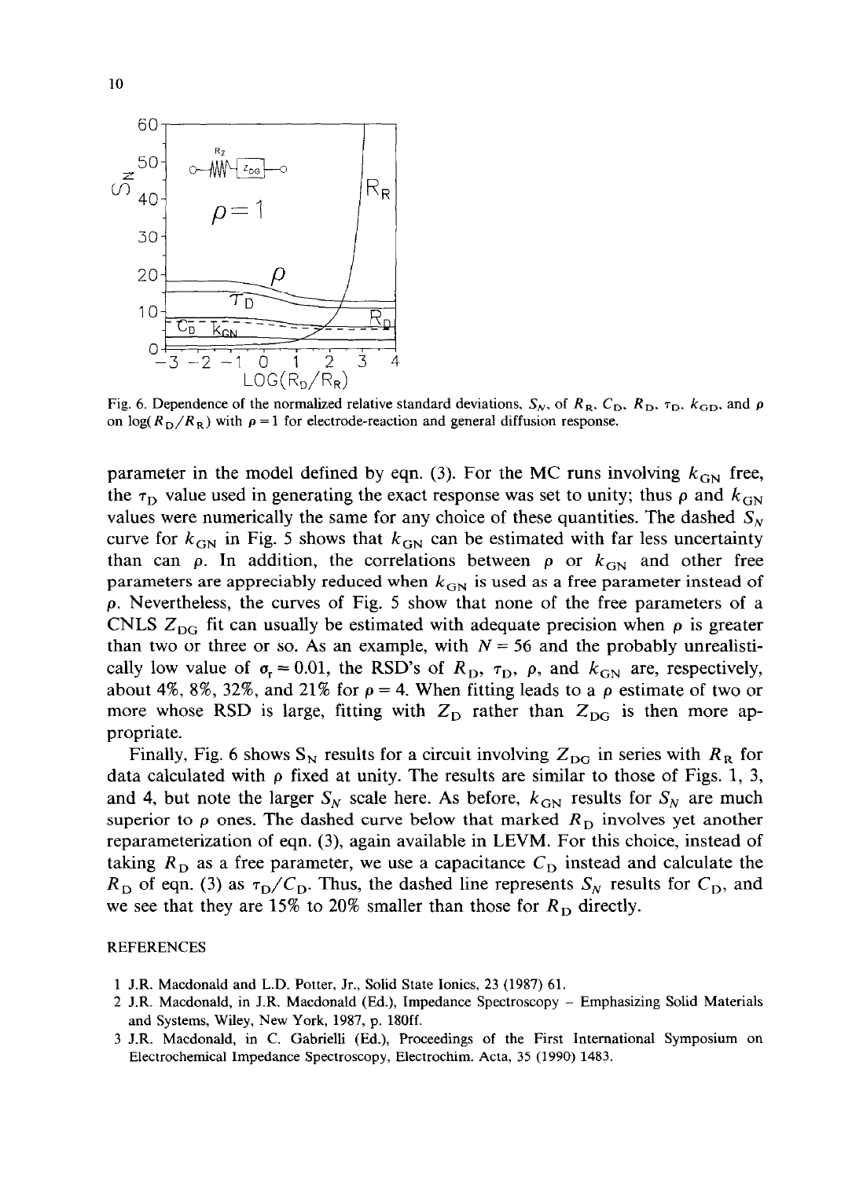Fig. 6. Dependence of the normalized relative standard deviations, $S_N$, of $R_R$, $C_D$, $R_D$, $\tau_D$, $k_{GD}$, and $\rho$ on $\log(R_D/R_R)$ with $\rho = 1$ for electrode-reaction and general diffusion response.

parameter in the model defined by eqn. (3). For the MC runs involving $k_{GN}$ free, the $\tau_D$ value used in generating the exact response was set to unity; thus $\rho$ and $k_{GN}$ values were numerically the same for any choice of these quantities. The dashed $S_N$ curve for $k_{GN}$ in Fig. 5 shows that $k_{GN}$ can be estimated with far less uncertainty than can $\rho$. In addition, the correlations between $\rho$ or $k_{GN}$ and other free parameters are appreciably reduced when $k_{GN}$ is used as a free parameter instead of $\rho$. Nevertheless, the curves of Fig. 5 show that none of the free parameters of a CNLS $Z_{DG}$ fit can usually be estimated with adequate precision when $\rho$ is greater than two or three or so. As an example, with $N = 56$ and the probably unrealistically low value of $\sigma_r = 0.01$, the RSD's of $R_D$, $\tau_D$, $\rho$, and $k_{GN}$ are, respectively, about 4%, 8%, 32%, and 21% for $\rho = 4$. When fitting leads to a $\rho$ estimate of two or more whose RSD is large, fitting with $Z_D$ rather than $Z_{DG}$ is then more appropriate.

Finally, Fig. 6 shows $S_N$ results for a circuit involving $Z_{DG}$ in series with $R_R$ for data calculated with $\rho$ fixed at unity. The results are similar to those of Figs. 1, 3, and 4, but note the larger $S_N$ scale here. As before, $k_{GN}$ results for $S_N$ are much superior to $\rho$ ones. The dashed curve below that marked $R_D$ involves yet another reparameterization of eqn. (3), again available in LEVM. For this choice, instead of taking $R_D$ as a free parameter, we use a capacitance $C_D$ instead and calculate the $R_D$ of eqn. (3) as $\tau_D/C_D$. Thus, the dashed line represents $S_N$ results for $C_D$, and we see that they are 15% to 20% smaller than those for $R_D$ directly.

## REFERENCES

1 J.R. Macdonald and L.D. Potter, Jr., Solid State Ionics, 23 (1987) 61.

2 J.R. Macdonald, in J.R. Macdonald (Ed.), Impedance Spectroscopy – Emphasizing Solid Materials and Systems, Wiley, New York, 1987, p. 180ff.

3 J.R. Macdonald, in C. Gabrielli (Ed.), Proceedings of the First International Symposium on Electrochemical Impedance Spectroscopy, Electrochim. Acta, 35 (1990) 1483.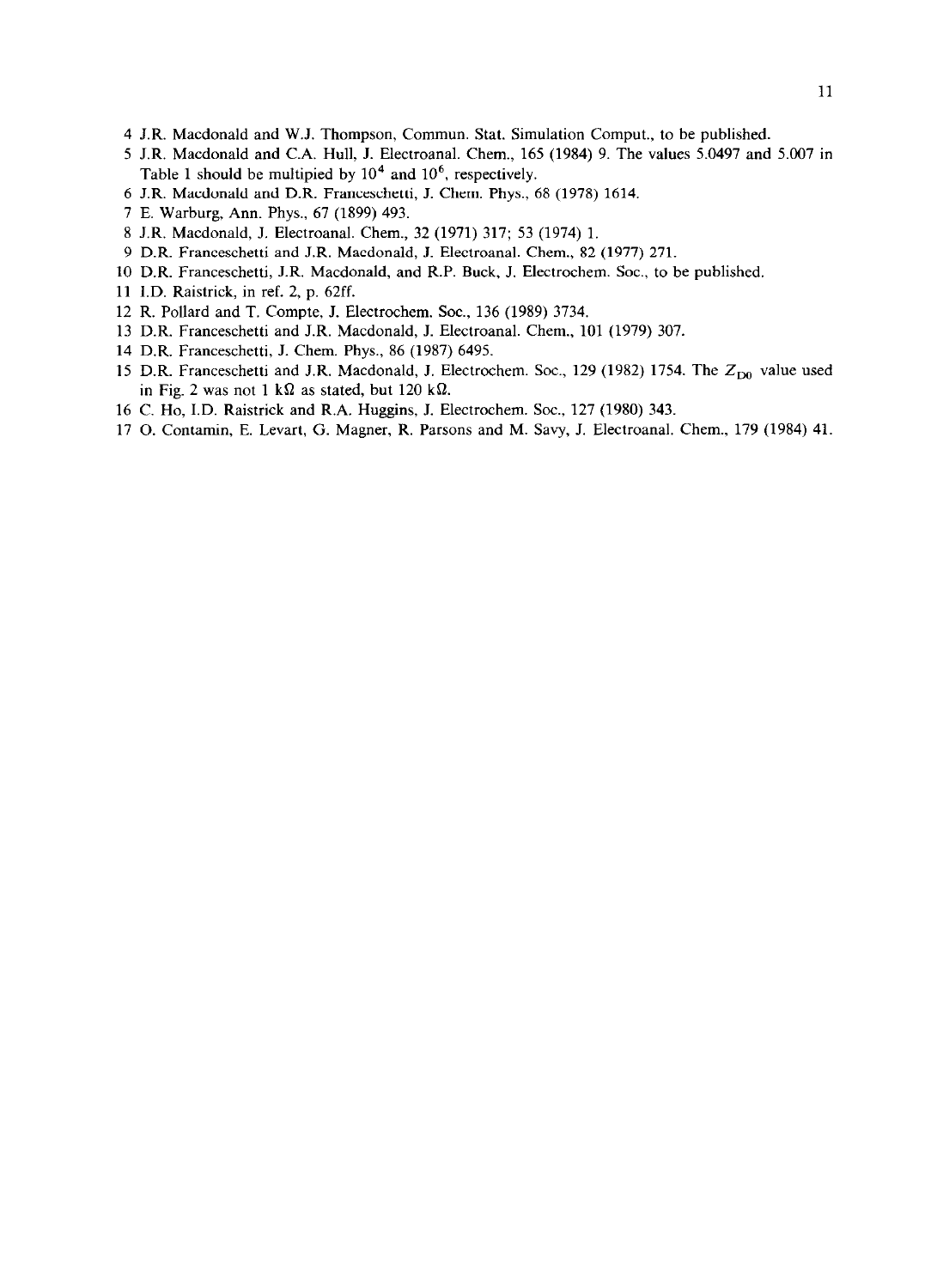4 J.R. Macdonald and W.J. Thompson, Commun. Stat. Simulation Comput., to be published.

5 J.R. Macdonald and C.A. Hull, J. Electroanal. Chem., 165 (1984) 9. The values 5.0497 and 5.007 in Table 1 should be multipied by $10^4$ and $10^6$, respectively.

6 J.R. Macdonald and D.R. Franceschetti, J. Chem. Phys., 68 (1978) 1614.

7 E. Warburg, Ann. Phys., 67 (1899) 493.

8 J.R. Macdonald, J. Electroanal. Chem., 32 (1971) 317; 53 (1974) 1.

9 D.R. Franceschetti and J.R. Macdonald, J. Electroanal. Chem., 82 (1977) 271.

10 D.R. Franceschetti, J.R. Macdonald, and R.P. Buck, J. Electrochem. Soc., to be published.

11 I.D. Raistrick, in ref. 2, p. 62ff.

12 R. Pollard and T. Compte, J. Electrochem. Soc., 136 (1989) 3734.

13 D.R. Franceschetti and J.R. Macdonald, J. Electroanal. Chem., 101 (1979) 307.

14 D.R. Franceschetti, J. Chem. Phys., 86 (1987) 6495.

15 D.R. Franceschetti and J.R. Macdonald, J. Electrochem. Soc., 129 (1982) 1754. The $Z_{D0}$ value used in Fig. 2 was not 1 k$\Omega$ as stated, but 120 k$\Omega$.

16 C. Ho, I.D. Raistrick and R.A. Huggins, J. Electrochem. Soc., 127 (1980) 343.

17 O. Contamin, E. Levart, G. Magner, R. Parsons and M. Savy, J. Electroanal. Chem., 179 (1984) 41.